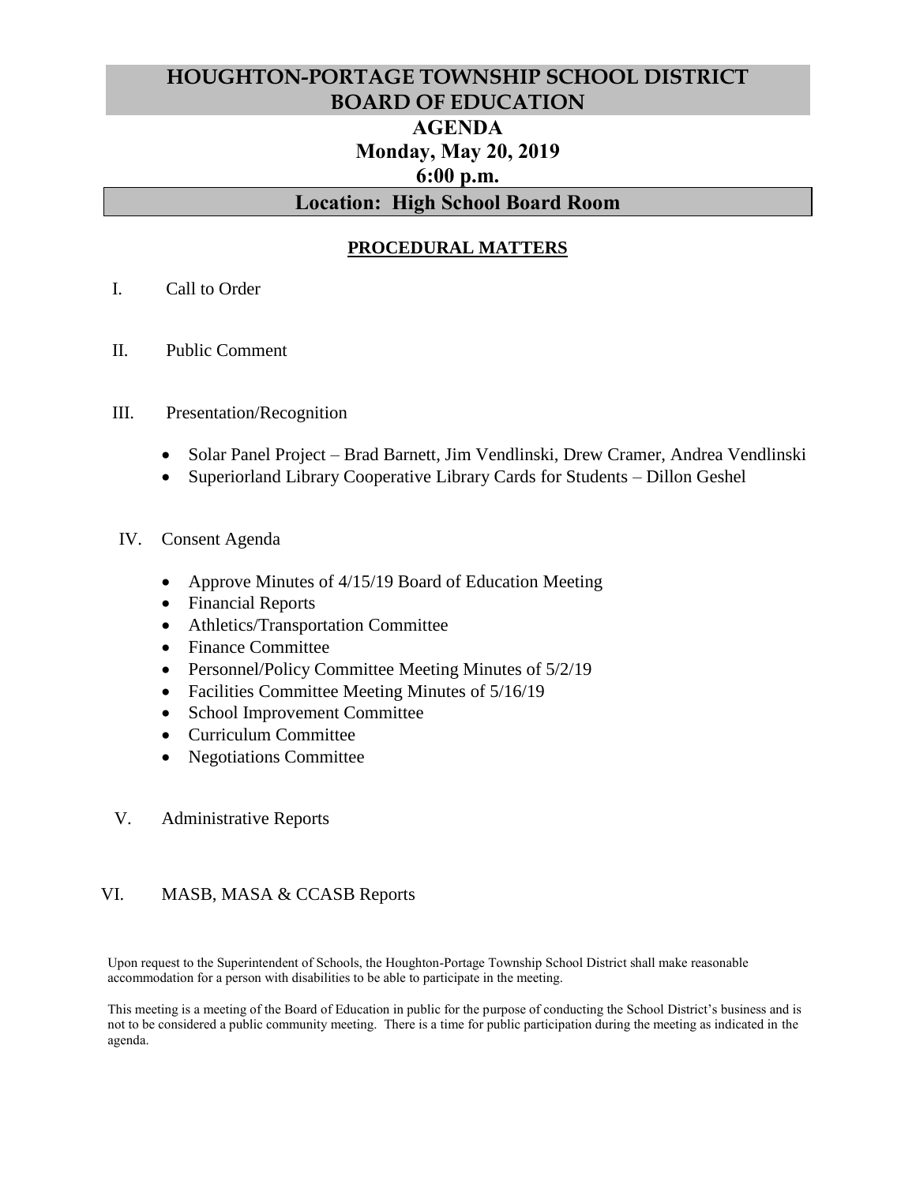# HOUGHTON-PORTAGE TOWNSHIP SCHOOL DISTRICT
# BOARD OF EDUCATION

## AGENDA
## Monday, May 20, 2019
## 6:00 p.m.

## Location: High School Board Room

### PROCEDURAL MATTERS

I. Call to Order

II. Public Comment

III. Presentation/Recognition

- Solar Panel Project – Brad Barnett, Jim Vendlinski, Drew Cramer, Andrea Vendlinski
- Superiorland Library Cooperative Library Cards for Students – Dillon Geshel

IV. Consent Agenda

- Approve Minutes of 4/15/19 Board of Education Meeting
- Financial Reports
- Athletics/Transportation Committee
- Finance Committee
- Personnel/Policy Committee Meeting Minutes of 5/2/19
- Facilities Committee Meeting Minutes of 5/16/19
- School Improvement Committee
- Curriculum Committee
- Negotiations Committee

V. Administrative Reports

VI. MASB, MASA & CCASB Reports

Upon request to the Superintendent of Schools, the Houghton-Portage Township School District shall make reasonable accommodation for a person with disabilities to be able to participate in the meeting.

This meeting is a meeting of the Board of Education in public for the purpose of conducting the School District's business and is not to be considered a public community meeting. There is a time for public participation during the meeting as indicated in the agenda.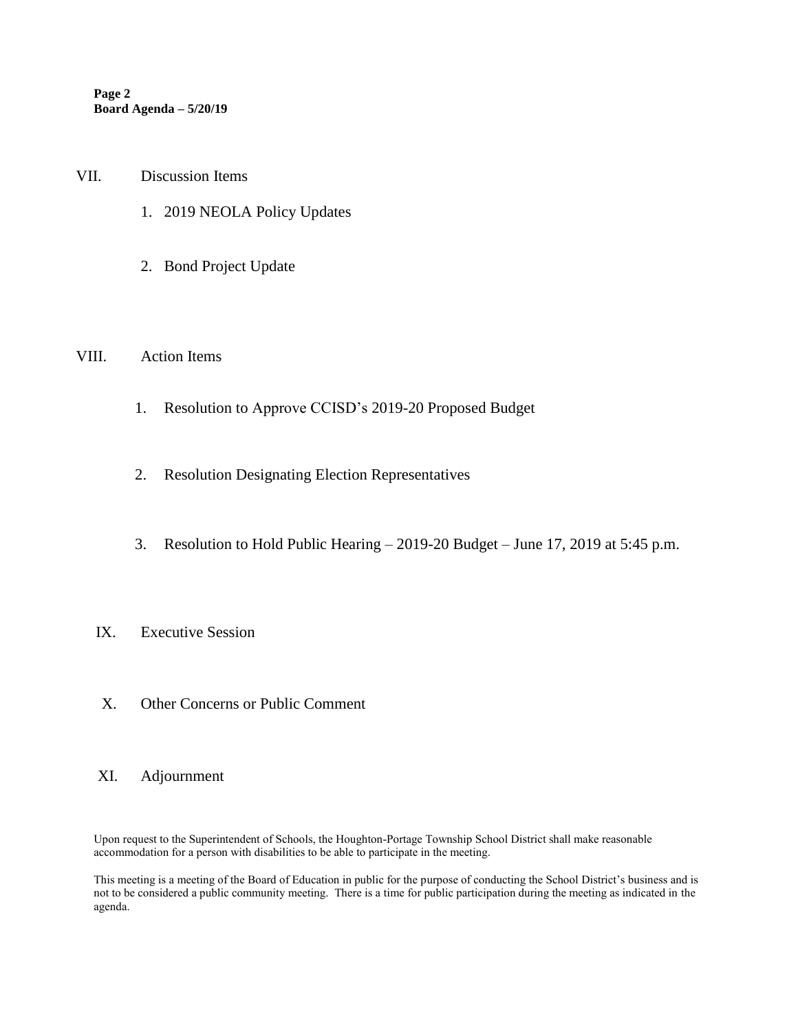VII. Discussion Items

1. 2019 NEOLA Policy Updates

2. Bond Project Update

VIII. Action Items

1. Resolution to Approve CCISD's 2019-20 Proposed Budget

2. Resolution Designating Election Representatives

3. Resolution to Hold Public Hearing – 2019-20 Budget – June 17, 2019 at 5:45 p.m.

IX. Executive Session

X. Other Concerns or Public Comment

XI. Adjournment

Upon request to the Superintendent of Schools, the Houghton-Portage Township School District shall make reasonable accommodation for a person with disabilities to be able to participate in the meeting.

This meeting is a meeting of the Board of Education in public for the purpose of conducting the School District's business and is not to be considered a public community meeting. There is a time for public participation during the meeting as indicated in the agenda.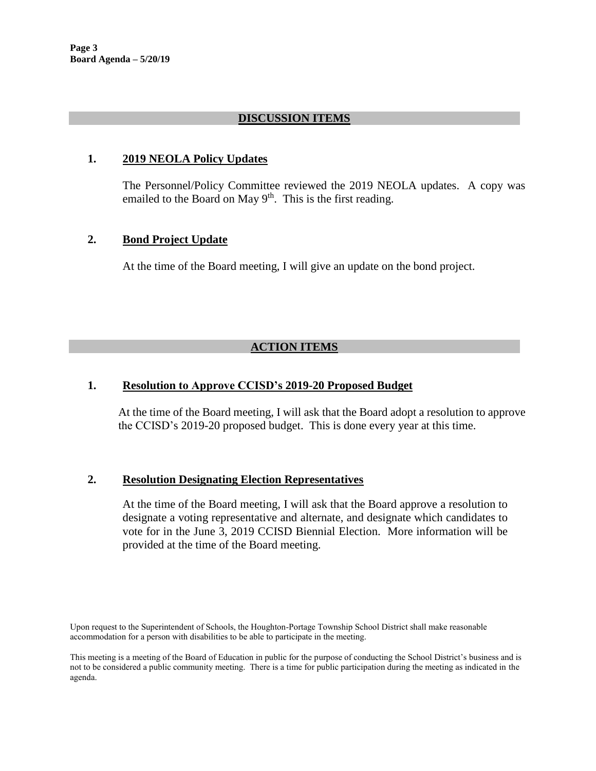## DISCUSSION ITEMS

### 1. 2019 NEOLA Policy Updates

The Personnel/Policy Committee reviewed the 2019 NEOLA updates. A copy was emailed to the Board on May 9th. This is the first reading.

### 2. Bond Project Update

At the time of the Board meeting, I will give an update on the bond project.

## ACTION ITEMS

### 1. Resolution to Approve CCISD's 2019-20 Proposed Budget

At the time of the Board meeting, I will ask that the Board adopt a resolution to approve the CCISD's 2019-20 proposed budget. This is done every year at this time.

### 2. Resolution Designating Election Representatives

At the time of the Board meeting, I will ask that the Board approve a resolution to designate a voting representative and alternate, and designate which candidates to vote for in the June 3, 2019 CCISD Biennial Election. More information will be provided at the time of the Board meeting.

Upon request to the Superintendent of Schools, the Houghton-Portage Township School District shall make reasonable accommodation for a person with disabilities to be able to participate in the meeting.

This meeting is a meeting of the Board of Education in public for the purpose of conducting the School District's business and is not to be considered a public community meeting. There is a time for public participation during the meeting as indicated in the agenda.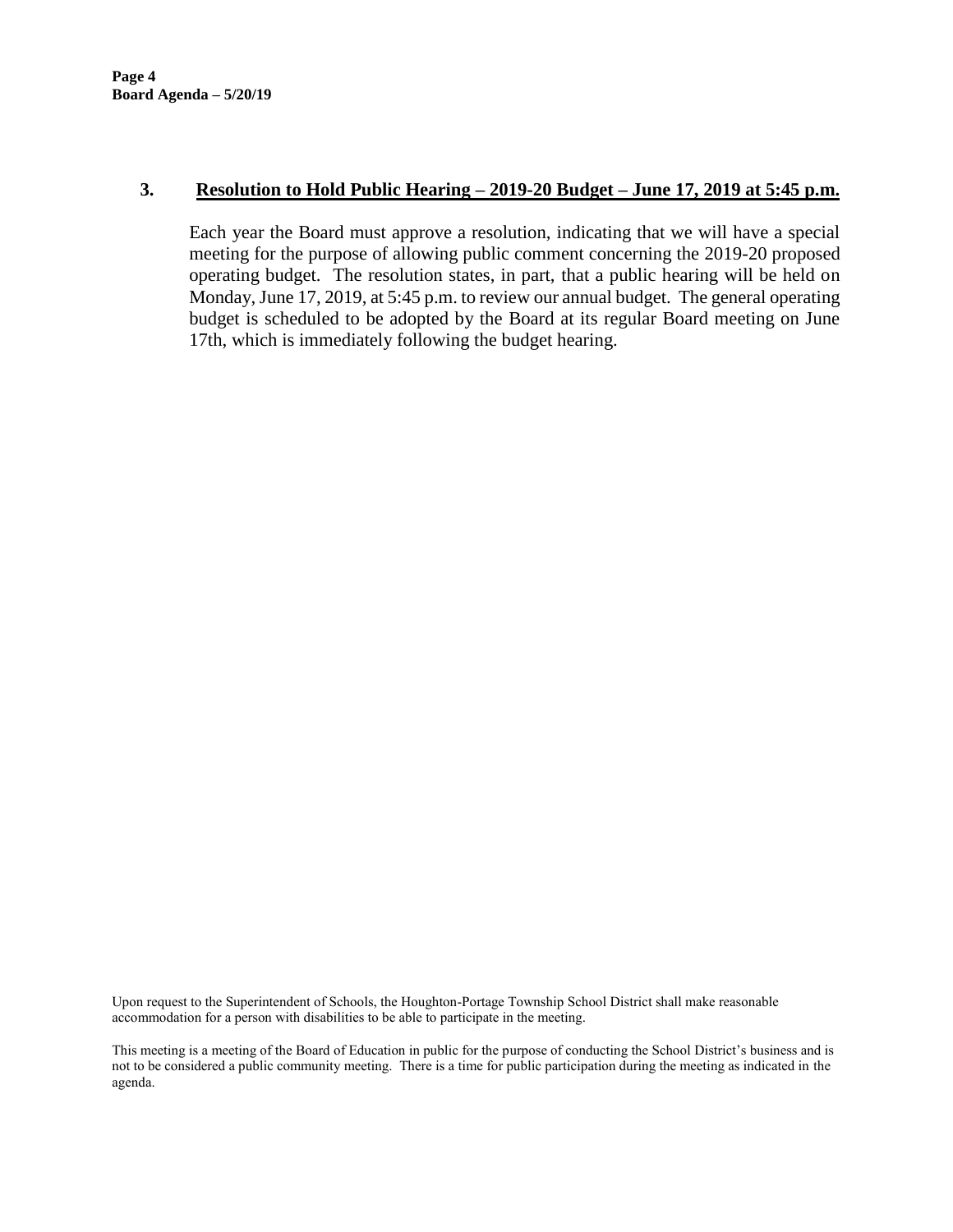### 3. **Resolution to Hold Public Hearing – 2019-20 Budget – June 17, 2019 at 5:45 p.m.**

Each year the Board must approve a resolution, indicating that we will have a special meeting for the purpose of allowing public comment concerning the 2019-20 proposed operating budget. The resolution states, in part, that a public hearing will be held on Monday, June 17, 2019, at 5:45 p.m. to review our annual budget. The general operating budget is scheduled to be adopted by the Board at its regular Board meeting on June 17th, which is immediately following the budget hearing.

Upon request to the Superintendent of Schools, the Houghton-Portage Township School District shall make reasonable accommodation for a person with disabilities to be able to participate in the meeting.

This meeting is a meeting of the Board of Education in public for the purpose of conducting the School District's business and is not to be considered a public community meeting. There is a time for public participation during the meeting as indicated in the agenda.